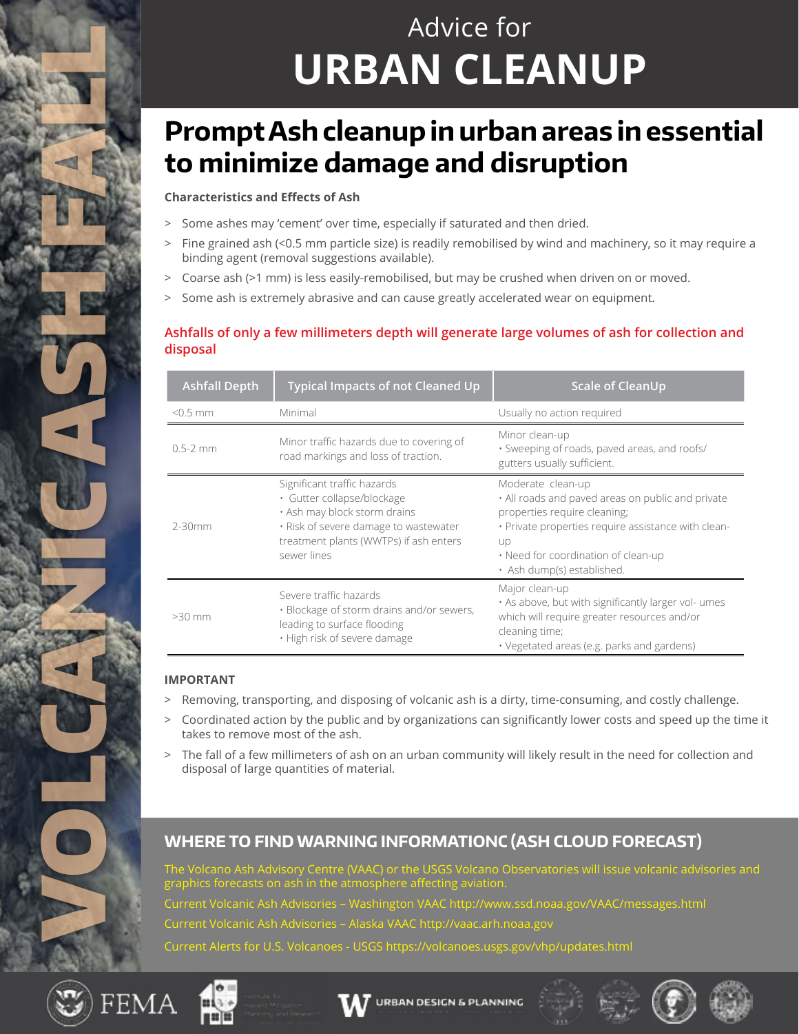VOLCANIC ASHFALL

# Advice for URBAN CLEANUP

## Prompt Ash cleanup in urban areas in essential to minimize damage and disruption

**Characteristics and Effects of Ash**

- Some ashes may 'cement' over time, especially if saturated and then dried.
- Fine grained ash (<0.5 mm particle size) is readily remobilised by wind and machinery, so it may require a binding agent (removal suggestions available).
- Coarse ash (>1 mm) is less easily-remobilised, but may be crushed when driven on or moved.
- Some ash is extremely abrasive and can cause greatly accelerated wear on equipment.

**Ashfalls of only a few millimeters depth will generate large volumes of ash for collection and disposal**

| Ashfall Depth | Typical Impacts of not Cleaned Up | Scale of CleanUp |
|---|---|---|
| <0.5 mm | Minimal | Usually no action required |
| 0.5-2 mm | Minor traffic hazards due to covering of road markings and loss of traction. | Minor clean-up<br>• Sweeping of roads, paved areas, and roofs/ gutters usually sufficient. |
| 2-30mm | Significant traffic hazards<br>• Gutter collapse/blockage<br>• Ash may block storm drains<br>• Risk of severe damage to wastewater treatment plants (WWTPs) if ash enters sewer lines | Moderate clean-up<br>• All roads and paved areas on public and private properties require cleaning;<br>• Private properties require assistance with clean-up<br>• Need for coordination of clean-up<br>• Ash dump(s) established. |
| >30 mm | Severe traffic hazards<br>• Blockage of storm drains and/or sewers, leading to surface flooding<br>• High risk of severe damage | Major clean-up<br>• As above, but with significantly larger vol- umes which will require greater resources and/or cleaning time;<br>• Vegetated areas (e.g. parks and gardens) |

**IMPORTANT**

- Removing, transporting, and disposing of volcanic ash is a dirty, time-consuming, and costly challenge.
- Coordinated action by the public and by organizations can significantly lower costs and speed up the time it takes to remove most of the ash.
- The fall of a few millimeters of ash on an urban community will likely result in the need for collection and disposal of large quantities of material.

## WHERE TO FIND WARNING INFORMATIONC (ASH CLOUD FORECAST)

The Volcano Ash Advisory Centre (VAAC) or the USGS Volcano Observatories will issue volcanic advisories and graphics forecasts on ash in the atmosphere affecting aviation.

Current Volcanic Ash Advisories – Washington VAAC http://www.ssd.noaa.gov/VAAC/messages.html

Current Volcanic Ash Advisories – Alaska VAAC http://vaac.arh.noaa.gov

Current Alerts for U.S. Volcanoes - USGS https://volcanoes.usgs.gov/vhp/updates.html

FEMA | URBAN DESIGN & PLANNING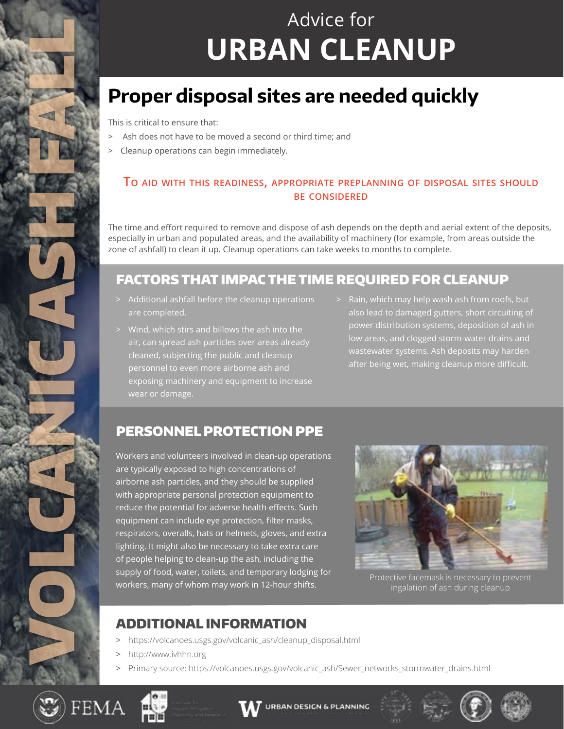# VOLCANIC ASHFALL

## Advice for URBAN CLEANUP

## Proper disposal sites are needed quickly

This is critical to ensure that:

- Ash does not have to be moved a second or third time; and
- Cleanup operations can begin immediately.

**TO AID WITH THIS READINESS, APPROPRIATE PREPLANNING OF DISPOSAL SITES SHOULD BE CONSIDERED**

The time and effort required to remove and dispose of ash depends on the depth and aerial extent of the deposits, especially in urban and populated areas, and the availability of machinery (for example, from areas outside the zone of ashfall) to clean it up. Cleanup operations can take weeks to months to complete.

### FACTORS THAT IMPAC THE TIME REQUIRED FOR CLEANUP

- Additional ashfall before the cleanup operations are completed.
- Wind, which stirs and billows the ash into the air, can spread ash particles over areas already cleaned, subjecting the public and cleanup personnel to even more airborne ash and exposing machinery and equipment to increase wear or damage.
- Rain, which may help wash ash from roofs, but also lead to damaged gutters, short circuiting of power distribution systems, deposition of ash in low areas, and clogged storm-water drains and wastewater systems. Ash deposits may harden after being wet, making cleanup more difficult.

### PERSONNEL PROTECTION PPE

Workers and volunteers involved in clean-up operations are typically exposed to high concentrations of airborne ash particles, and they should be supplied with appropriate personal protection equipment to reduce the potential for adverse health effects. Such equipment can include eye protection, filter masks, respirators, overalls, hats or helmets, gloves, and extra lighting. It might also be necessary to take extra care of people helping to clean-up the ash, including the supply of food, water, toilets, and temporary lodging for workers, many of whom may work in 12-hour shifts.

Protective facemask is necessary to prevent ingalation of ash during cleanup

### ADDITIONAL INFORMATION

- https://volcanoes.usgs.gov/volcanic_ash/cleanup_disposal.html
- http://www.ivhhn.org
- Primary source: https://volcanoes.usgs.gov/volcanic_ash/Sewer_networks_stormwater_drains.html

FEMA | URBAN DESIGN & PLANNING